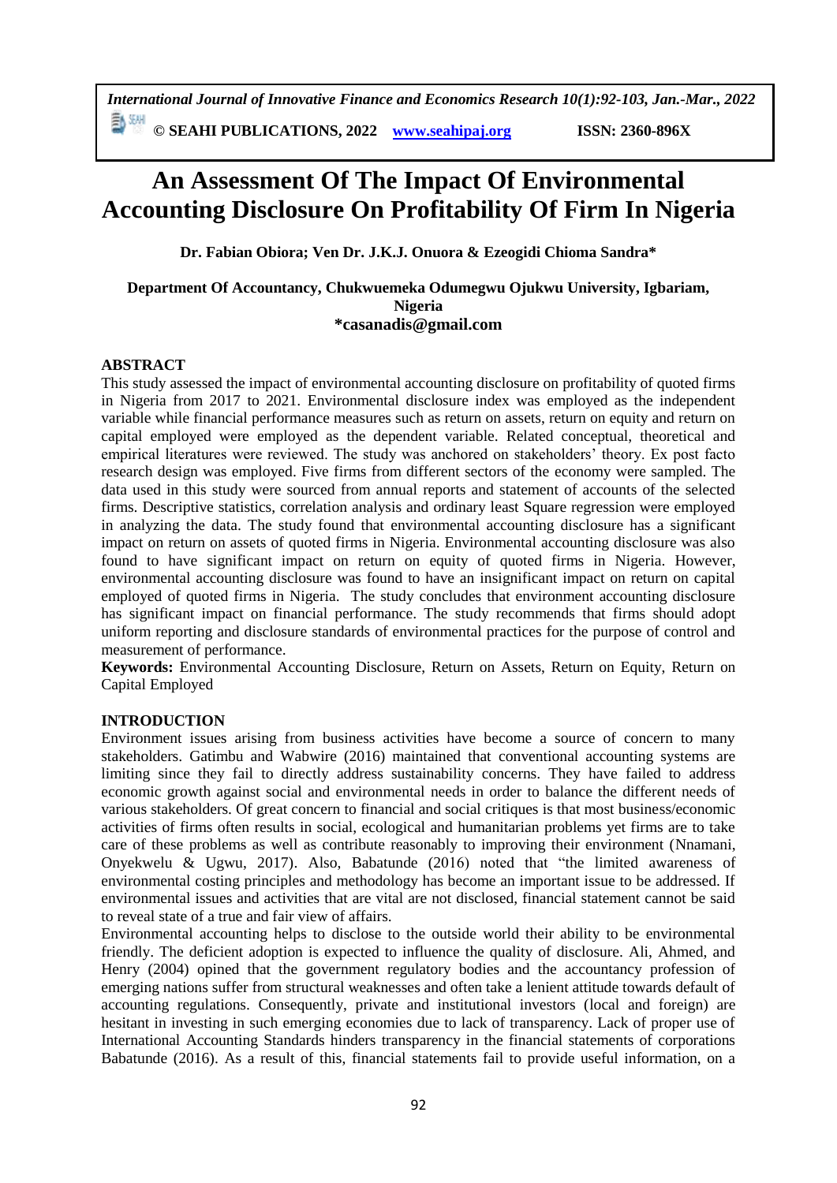# An Assessment Of The Impact Of Environmental Accounting Disclosure On Profitability Of Firm In Nigeria

**Dr. Fabian Obiora; Ven Dr. J.K.J. Onuora & Ezeogidi Chioma Sandra***

**Department Of Accountancy, Chukwuemeka Odumegwu Ojukwu University, Igbariam, Nigeria**
***casanadis@gmail.com**

## ABSTRACT

This study assessed the impact of environmental accounting disclosure on profitability of quoted firms in Nigeria from 2017 to 2021. Environmental disclosure index was employed as the independent variable while financial performance measures such as return on assets, return on equity and return on capital employed were employed as the dependent variable. Related conceptual, theoretical and empirical literatures were reviewed. The study was anchored on stakeholders' theory. Ex post facto research design was employed. Five firms from different sectors of the economy were sampled. The data used in this study were sourced from annual reports and statement of accounts of the selected firms. Descriptive statistics, correlation analysis and ordinary least Square regression were employed in analyzing the data. The study found that environmental accounting disclosure has a significant impact on return on assets of quoted firms in Nigeria. Environmental accounting disclosure was also found to have significant impact on return on equity of quoted firms in Nigeria. However, environmental accounting disclosure was found to have an insignificant impact on return on capital employed of quoted firms in Nigeria. The study concludes that environment accounting disclosure has significant impact on financial performance. The study recommends that firms should adopt uniform reporting and disclosure standards of environmental practices for the purpose of control and measurement of performance.

**Keywords:** Environmental Accounting Disclosure, Return on Assets, Return on Equity, Return on Capital Employed

## INTRODUCTION

Environment issues arising from business activities have become a source of concern to many stakeholders. Gatimbu and Wabwire (2016) maintained that conventional accounting systems are limiting since they fail to directly address sustainability concerns. They have failed to address economic growth against social and environmental needs in order to balance the different needs of various stakeholders. Of great concern to financial and social critiques is that most business/economic activities of firms often results in social, ecological and humanitarian problems yet firms are to take care of these problems as well as contribute reasonably to improving their environment (Nnamani, Onyekwelu & Ugwu, 2017). Also, Babatunde (2016) noted that "the limited awareness of environmental costing principles and methodology has become an important issue to be addressed. If environmental issues and activities that are vital are not disclosed, financial statement cannot be said to reveal state of a true and fair view of affairs.

Environmental accounting helps to disclose to the outside world their ability to be environmental friendly. The deficient adoption is expected to influence the quality of disclosure. Ali, Ahmed, and Henry (2004) opined that the government regulatory bodies and the accountancy profession of emerging nations suffer from structural weaknesses and often take a lenient attitude towards default of accounting regulations. Consequently, private and institutional investors (local and foreign) are hesitant in investing in such emerging economies due to lack of transparency. Lack of proper use of International Accounting Standards hinders transparency in the financial statements of corporations Babatunde (2016). As a result of this, financial statements fail to provide useful information, on a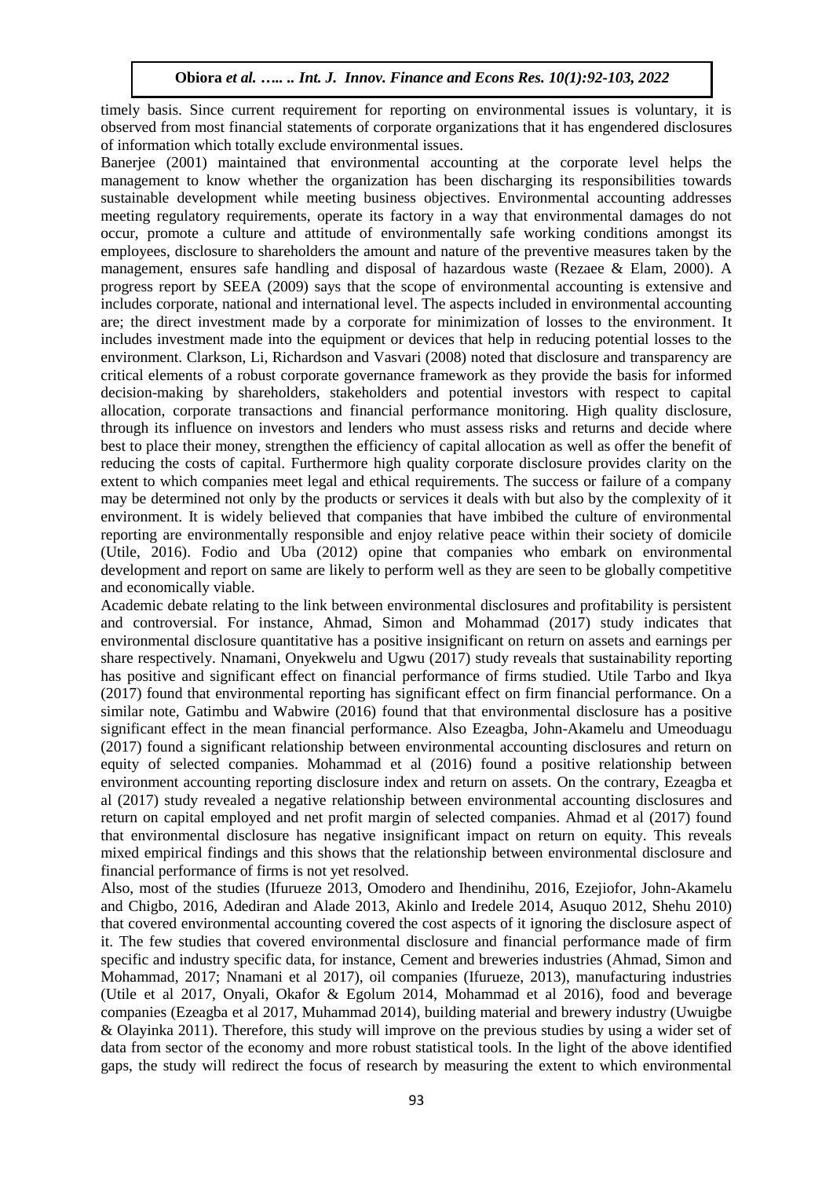timely basis. Since current requirement for reporting on environmental issues is voluntary, it is observed from most financial statements of corporate organizations that it has engendered disclosures of information which totally exclude environmental issues.

Banerjee (2001) maintained that environmental accounting at the corporate level helps the management to know whether the organization has been discharging its responsibilities towards sustainable development while meeting business objectives. Environmental accounting addresses meeting regulatory requirements, operate its factory in a way that environmental damages do not occur, promote a culture and attitude of environmentally safe working conditions amongst its employees, disclosure to shareholders the amount and nature of the preventive measures taken by the management, ensures safe handling and disposal of hazardous waste (Rezaee & Elam, 2000). A progress report by SEEA (2009) says that the scope of environmental accounting is extensive and includes corporate, national and international level. The aspects included in environmental accounting are; the direct investment made by a corporate for minimization of losses to the environment. It includes investment made into the equipment or devices that help in reducing potential losses to the environment. Clarkson, Li, Richardson and Vasvari (2008) noted that disclosure and transparency are critical elements of a robust corporate governance framework as they provide the basis for informed decision-making by shareholders, stakeholders and potential investors with respect to capital allocation, corporate transactions and financial performance monitoring. High quality disclosure, through its influence on investors and lenders who must assess risks and returns and decide where best to place their money, strengthen the efficiency of capital allocation as well as offer the benefit of reducing the costs of capital. Furthermore high quality corporate disclosure provides clarity on the extent to which companies meet legal and ethical requirements. The success or failure of a company may be determined not only by the products or services it deals with but also by the complexity of it environment. It is widely believed that companies that have imbibed the culture of environmental reporting are environmentally responsible and enjoy relative peace within their society of domicile (Utile, 2016). Fodio and Uba (2012) opine that companies who embark on environmental development and report on same are likely to perform well as they are seen to be globally competitive and economically viable.

Academic debate relating to the link between environmental disclosures and profitability is persistent and controversial. For instance, Ahmad, Simon and Mohammad (2017) study indicates that environmental disclosure quantitative has a positive insignificant on return on assets and earnings per share respectively. Nnamani, Onyekwelu and Ugwu (2017) study reveals that sustainability reporting has positive and significant effect on financial performance of firms studied. Utile Tarbo and Ikya (2017) found that environmental reporting has significant effect on firm financial performance. On a similar note, Gatimbu and Wabwire (2016) found that that environmental disclosure has a positive significant effect in the mean financial performance. Also Ezeagba, John-Akamelu and Umeoduagu (2017) found a significant relationship between environmental accounting disclosures and return on equity of selected companies. Mohammad et al (2016) found a positive relationship between environment accounting reporting disclosure index and return on assets. On the contrary, Ezeagba et al (2017) study revealed a negative relationship between environmental accounting disclosures and return on capital employed and net profit margin of selected companies. Ahmad et al (2017) found that environmental disclosure has negative insignificant impact on return on equity. This reveals mixed empirical findings and this shows that the relationship between environmental disclosure and financial performance of firms is not yet resolved.

Also, most of the studies (Ifurueze 2013, Omodero and Ihendinihu, 2016, Ezejiofor, John-Akamelu and Chigbo, 2016, Adediran and Alade 2013, Akinlo and Iredele 2014, Asuquo 2012, Shehu 2010) that covered environmental accounting covered the cost aspects of it ignoring the disclosure aspect of it. The few studies that covered environmental disclosure and financial performance made of firm specific and industry specific data, for instance, Cement and breweries industries (Ahmad, Simon and Mohammad, 2017; Nnamani et al 2017), oil companies (Ifurueze, 2013), manufacturing industries (Utile et al 2017, Onyali, Okafor & Egolum 2014, Mohammad et al 2016), food and beverage companies (Ezeagba et al 2017, Muhammad 2014), building material and brewery industry (Uwuigbe & Olayinka 2011). Therefore, this study will improve on the previous studies by using a wider set of data from sector of the economy and more robust statistical tools. In the light of the above identified gaps, the study will redirect the focus of research by measuring the extent to which environmental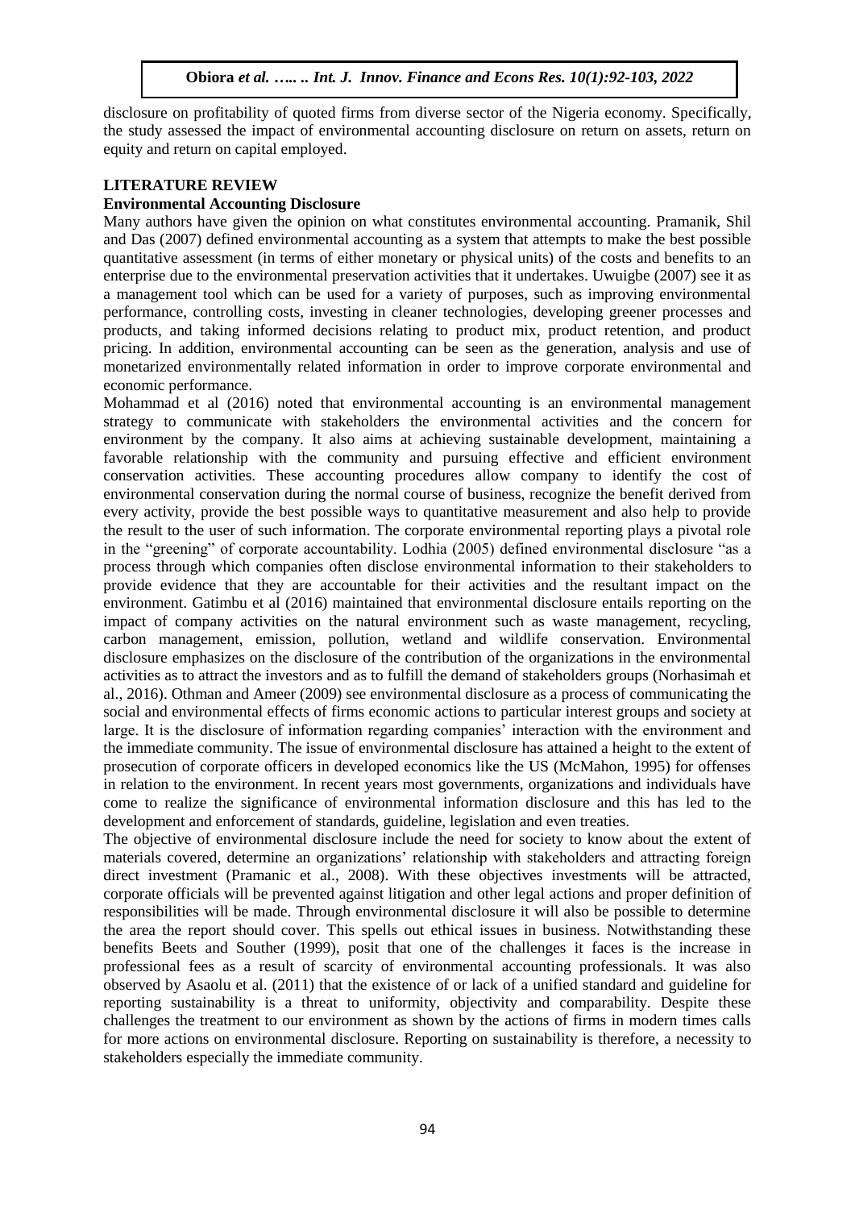disclosure on profitability of quoted firms from diverse sector of the Nigeria economy. Specifically, the study assessed the impact of environmental accounting disclosure on return on assets, return on equity and return on capital employed.

## LITERATURE REVIEW

### Environmental Accounting Disclosure

Many authors have given the opinion on what constitutes environmental accounting. Pramanik, Shil and Das (2007) defined environmental accounting as a system that attempts to make the best possible quantitative assessment (in terms of either monetary or physical units) of the costs and benefits to an enterprise due to the environmental preservation activities that it undertakes. Uwuigbe (2007) see it as a management tool which can be used for a variety of purposes, such as improving environmental performance, controlling costs, investing in cleaner technologies, developing greener processes and products, and taking informed decisions relating to product mix, product retention, and product pricing. In addition, environmental accounting can be seen as the generation, analysis and use of monetarized environmentally related information in order to improve corporate environmental and economic performance.

Mohammad et al (2016) noted that environmental accounting is an environmental management strategy to communicate with stakeholders the environmental activities and the concern for environment by the company. It also aims at achieving sustainable development, maintaining a favorable relationship with the community and pursuing effective and efficient environment conservation activities. These accounting procedures allow company to identify the cost of environmental conservation during the normal course of business, recognize the benefit derived from every activity, provide the best possible ways to quantitative measurement and also help to provide the result to the user of such information. The corporate environmental reporting plays a pivotal role in the "greening" of corporate accountability. Lodhia (2005) defined environmental disclosure "as a process through which companies often disclose environmental information to their stakeholders to provide evidence that they are accountable for their activities and the resultant impact on the environment. Gatimbu et al (2016) maintained that environmental disclosure entails reporting on the impact of company activities on the natural environment such as waste management, recycling, carbon management, emission, pollution, wetland and wildlife conservation. Environmental disclosure emphasizes on the disclosure of the contribution of the organizations in the environmental activities as to attract the investors and as to fulfill the demand of stakeholders groups (Norhasimah et al., 2016). Othman and Ameer (2009) see environmental disclosure as a process of communicating the social and environmental effects of firms economic actions to particular interest groups and society at large. It is the disclosure of information regarding companies' interaction with the environment and the immediate community. The issue of environmental disclosure has attained a height to the extent of prosecution of corporate officers in developed economics like the US (McMahon, 1995) for offenses in relation to the environment. In recent years most governments, organizations and individuals have come to realize the significance of environmental information disclosure and this has led to the development and enforcement of standards, guideline, legislation and even treaties.

The objective of environmental disclosure include the need for society to know about the extent of materials covered, determine an organizations' relationship with stakeholders and attracting foreign direct investment (Pramanic et al., 2008). With these objectives investments will be attracted, corporate officials will be prevented against litigation and other legal actions and proper definition of responsibilities will be made. Through environmental disclosure it will also be possible to determine the area the report should cover. This spells out ethical issues in business. Notwithstanding these benefits Beets and Souther (1999), posit that one of the challenges it faces is the increase in professional fees as a result of scarcity of environmental accounting professionals. It was also observed by Asaolu et al. (2011) that the existence of or lack of a unified standard and guideline for reporting sustainability is a threat to uniformity, objectivity and comparability. Despite these challenges the treatment to our environment as shown by the actions of firms in modern times calls for more actions on environmental disclosure. Reporting on sustainability is therefore, a necessity to stakeholders especially the immediate community.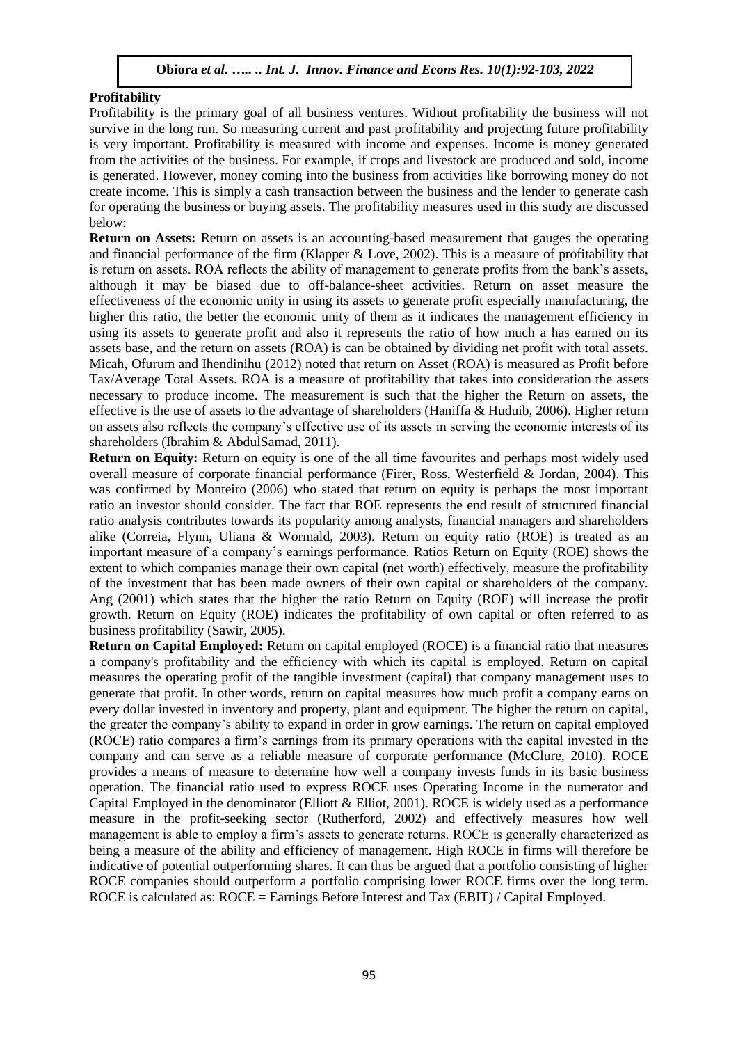**Profitability**

Profitability is the primary goal of all business ventures. Without profitability the business will not survive in the long run. So measuring current and past profitability and projecting future profitability is very important. Profitability is measured with income and expenses. Income is money generated from the activities of the business. For example, if crops and livestock are produced and sold, income is generated. However, money coming into the business from activities like borrowing money do not create income. This is simply a cash transaction between the business and the lender to generate cash for operating the business or buying assets. The profitability measures used in this study are discussed below:

**Return on Assets:** Return on assets is an accounting-based measurement that gauges the operating and financial performance of the firm (Klapper & Love, 2002). This is a measure of profitability that is return on assets. ROA reflects the ability of management to generate profits from the bank's assets, although it may be biased due to off-balance-sheet activities. Return on asset measure the effectiveness of the economic unity in using its assets to generate profit especially manufacturing, the higher this ratio, the better the economic unity of them as it indicates the management efficiency in using its assets to generate profit and also it represents the ratio of how much a has earned on its assets base, and the return on assets (ROA) is can be obtained by dividing net profit with total assets. Micah, Ofurum and Ihendinihu (2012) noted that return on Asset (ROA) is measured as Profit before Tax/Average Total Assets. ROA is a measure of profitability that takes into consideration the assets necessary to produce income. The measurement is such that the higher the Return on assets, the effective is the use of assets to the advantage of shareholders (Haniffa & Huduib, 2006). Higher return on assets also reflects the company's effective use of its assets in serving the economic interests of its shareholders (Ibrahim & AbdulSamad, 2011).

**Return on Equity:** Return on equity is one of the all time favourites and perhaps most widely used overall measure of corporate financial performance (Firer, Ross, Westerfield & Jordan, 2004). This was confirmed by Monteiro (2006) who stated that return on equity is perhaps the most important ratio an investor should consider. The fact that ROE represents the end result of structured financial ratio analysis contributes towards its popularity among analysts, financial managers and shareholders alike (Correia, Flynn, Uliana & Wormald, 2003). Return on equity ratio (ROE) is treated as an important measure of a company's earnings performance. Ratios Return on Equity (ROE) shows the extent to which companies manage their own capital (net worth) effectively, measure the profitability of the investment that has been made owners of their own capital or shareholders of the company. Ang (2001) which states that the higher the ratio Return on Equity (ROE) will increase the profit growth. Return on Equity (ROE) indicates the profitability of own capital or often referred to as business profitability (Sawir, 2005).

**Return on Capital Employed:** Return on capital employed (ROCE) is a financial ratio that measures a company's profitability and the efficiency with which its capital is employed. Return on capital measures the operating profit of the tangible investment (capital) that company management uses to generate that profit. In other words, return on capital measures how much profit a company earns on every dollar invested in inventory and property, plant and equipment. The higher the return on capital, the greater the company's ability to expand in order in grow earnings. The return on capital employed (ROCE) ratio compares a firm's earnings from its primary operations with the capital invested in the company and can serve as a reliable measure of corporate performance (McClure, 2010). ROCE provides a means of measure to determine how well a company invests funds in its basic business operation. The financial ratio used to express ROCE uses Operating Income in the numerator and Capital Employed in the denominator (Elliott & Elliot, 2001). ROCE is widely used as a performance measure in the profit-seeking sector (Rutherford, 2002) and effectively measures how well management is able to employ a firm's assets to generate returns. ROCE is generally characterized as being a measure of the ability and efficiency of management. High ROCE in firms will therefore be indicative of potential outperforming shares. It can thus be argued that a portfolio consisting of higher ROCE companies should outperform a portfolio comprising lower ROCE firms over the long term. ROCE is calculated as: ROCE = Earnings Before Interest and Tax (EBIT) / Capital Employed.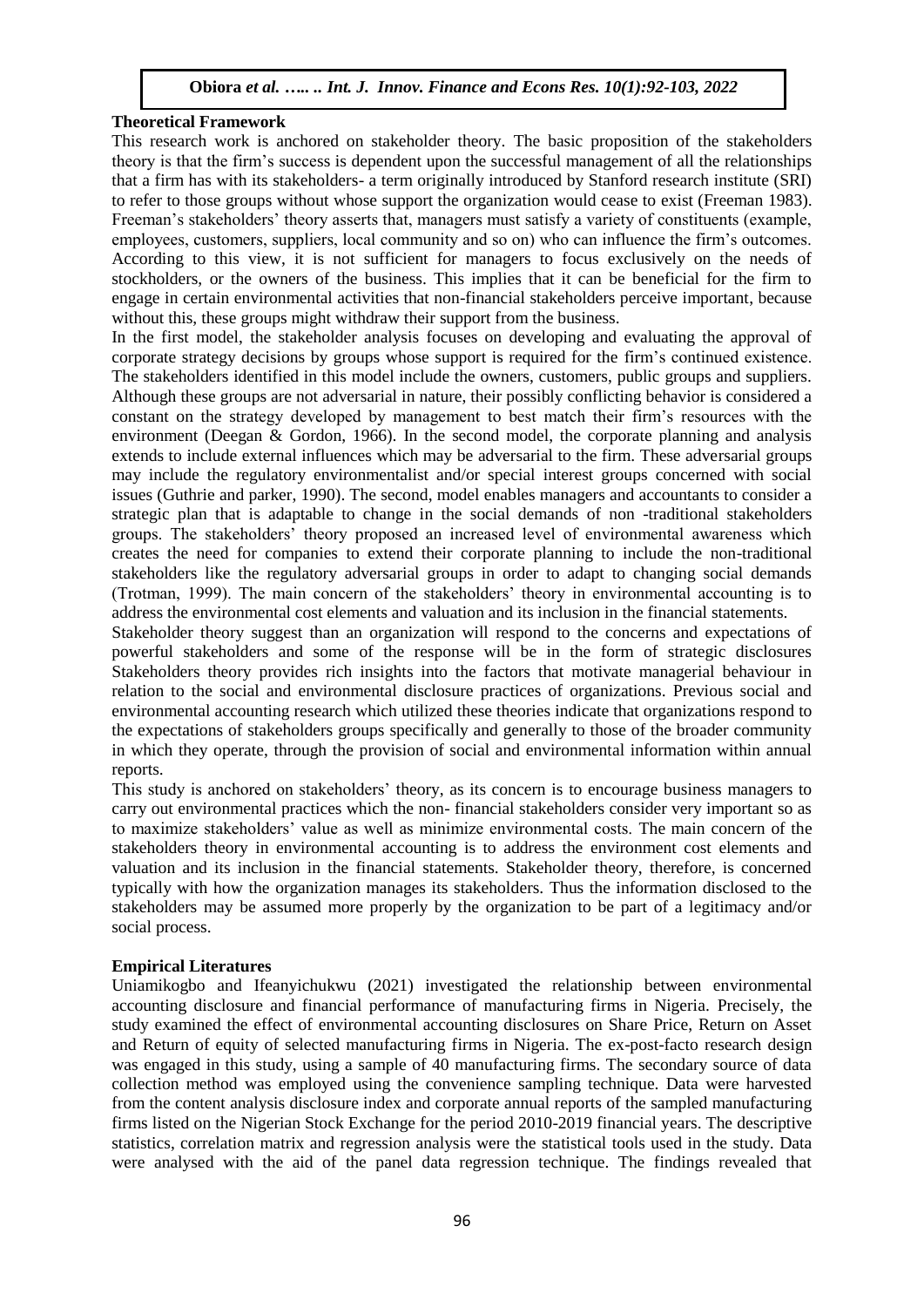## Theoretical Framework

This research work is anchored on stakeholder theory. The basic proposition of the stakeholders theory is that the firm's success is dependent upon the successful management of all the relationships that a firm has with its stakeholders- a term originally introduced by Stanford research institute (SRI) to refer to those groups without whose support the organization would cease to exist (Freeman 1983). Freeman's stakeholders' theory asserts that, managers must satisfy a variety of constituents (example, employees, customers, suppliers, local community and so on) who can influence the firm's outcomes. According to this view, it is not sufficient for managers to focus exclusively on the needs of stockholders, or the owners of the business. This implies that it can be beneficial for the firm to engage in certain environmental activities that non-financial stakeholders perceive important, because without this, these groups might withdraw their support from the business.

In the first model, the stakeholder analysis focuses on developing and evaluating the approval of corporate strategy decisions by groups whose support is required for the firm's continued existence. The stakeholders identified in this model include the owners, customers, public groups and suppliers. Although these groups are not adversarial in nature, their possibly conflicting behavior is considered a constant on the strategy developed by management to best match their firm's resources with the environment (Deegan & Gordon, 1966). In the second model, the corporate planning and analysis extends to include external influences which may be adversarial to the firm. These adversarial groups may include the regulatory environmentalist and/or special interest groups concerned with social issues (Guthrie and parker, 1990). The second, model enables managers and accountants to consider a strategic plan that is adaptable to change in the social demands of non -traditional stakeholders groups. The stakeholders' theory proposed an increased level of environmental awareness which creates the need for companies to extend their corporate planning to include the non-traditional stakeholders like the regulatory adversarial groups in order to adapt to changing social demands (Trotman, 1999). The main concern of the stakeholders' theory in environmental accounting is to address the environmental cost elements and valuation and its inclusion in the financial statements.

Stakeholder theory suggest than an organization will respond to the concerns and expectations of powerful stakeholders and some of the response will be in the form of strategic disclosures Stakeholders theory provides rich insights into the factors that motivate managerial behaviour in relation to the social and environmental disclosure practices of organizations. Previous social and environmental accounting research which utilized these theories indicate that organizations respond to the expectations of stakeholders groups specifically and generally to those of the broader community in which they operate, through the provision of social and environmental information within annual reports.

This study is anchored on stakeholders' theory, as its concern is to encourage business managers to carry out environmental practices which the non- financial stakeholders consider very important so as to maximize stakeholders' value as well as minimize environmental costs. The main concern of the stakeholders theory in environmental accounting is to address the environment cost elements and valuation and its inclusion in the financial statements. Stakeholder theory, therefore, is concerned typically with how the organization manages its stakeholders. Thus the information disclosed to the stakeholders may be assumed more properly by the organization to be part of a legitimacy and/or social process.

## Empirical Literatures

Uniamikogbo and Ifeanyichukwu (2021) investigated the relationship between environmental accounting disclosure and financial performance of manufacturing firms in Nigeria. Precisely, the study examined the effect of environmental accounting disclosures on Share Price, Return on Asset and Return of equity of selected manufacturing firms in Nigeria. The ex-post-facto research design was engaged in this study, using a sample of 40 manufacturing firms. The secondary source of data collection method was employed using the convenience sampling technique. Data were harvested from the content analysis disclosure index and corporate annual reports of the sampled manufacturing firms listed on the Nigerian Stock Exchange for the period 2010-2019 financial years. The descriptive statistics, correlation matrix and regression analysis were the statistical tools used in the study. Data were analysed with the aid of the panel data regression technique. The findings revealed that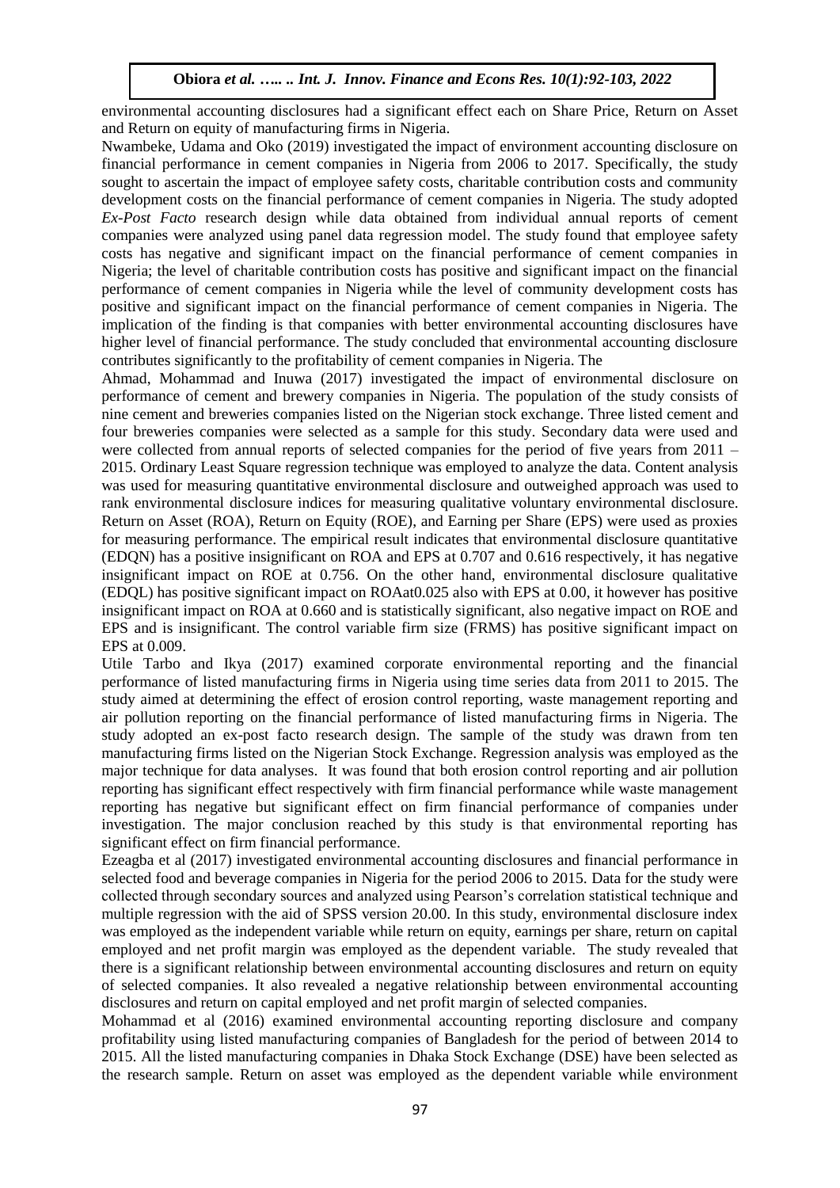environmental accounting disclosures had a significant effect each on Share Price, Return on Asset and Return on equity of manufacturing firms in Nigeria.

Nwambeke, Udama and Oko (2019) investigated the impact of environment accounting disclosure on financial performance in cement companies in Nigeria from 2006 to 2017. Specifically, the study sought to ascertain the impact of employee safety costs, charitable contribution costs and community development costs on the financial performance of cement companies in Nigeria. The study adopted *Ex-Post Facto* research design while data obtained from individual annual reports of cement companies were analyzed using panel data regression model. The study found that employee safety costs has negative and significant impact on the financial performance of cement companies in Nigeria; the level of charitable contribution costs has positive and significant impact on the financial performance of cement companies in Nigeria while the level of community development costs has positive and significant impact on the financial performance of cement companies in Nigeria. The implication of the finding is that companies with better environmental accounting disclosures have higher level of financial performance. The study concluded that environmental accounting disclosure contributes significantly to the profitability of cement companies in Nigeria. The

Ahmad, Mohammad and Inuwa (2017) investigated the impact of environmental disclosure on performance of cement and brewery companies in Nigeria. The population of the study consists of nine cement and breweries companies listed on the Nigerian stock exchange. Three listed cement and four breweries companies were selected as a sample for this study. Secondary data were used and were collected from annual reports of selected companies for the period of five years from 2011 – 2015. Ordinary Least Square regression technique was employed to analyze the data. Content analysis was used for measuring quantitative environmental disclosure and outweighed approach was used to rank environmental disclosure indices for measuring qualitative voluntary environmental disclosure. Return on Asset (ROA), Return on Equity (ROE), and Earning per Share (EPS) were used as proxies for measuring performance. The empirical result indicates that environmental disclosure quantitative (EDQN) has a positive insignificant on ROA and EPS at 0.707 and 0.616 respectively, it has negative insignificant impact on ROE at 0.756. On the other hand, environmental disclosure qualitative (EDQL) has positive significant impact on ROAat0.025 also with EPS at 0.00, it however has positive insignificant impact on ROA at 0.660 and is statistically significant, also negative impact on ROE and EPS and is insignificant. The control variable firm size (FRMS) has positive significant impact on EPS at 0.009.

Utile Tarbo and Ikya (2017) examined corporate environmental reporting and the financial performance of listed manufacturing firms in Nigeria using time series data from 2011 to 2015. The study aimed at determining the effect of erosion control reporting, waste management reporting and air pollution reporting on the financial performance of listed manufacturing firms in Nigeria. The study adopted an ex-post facto research design. The sample of the study was drawn from ten manufacturing firms listed on the Nigerian Stock Exchange. Regression analysis was employed as the major technique for data analyses. It was found that both erosion control reporting and air pollution reporting has significant effect respectively with firm financial performance while waste management reporting has negative but significant effect on firm financial performance of companies under investigation. The major conclusion reached by this study is that environmental reporting has significant effect on firm financial performance.

Ezeagba et al (2017) investigated environmental accounting disclosures and financial performance in selected food and beverage companies in Nigeria for the period 2006 to 2015. Data for the study were collected through secondary sources and analyzed using Pearson's correlation statistical technique and multiple regression with the aid of SPSS version 20.00. In this study, environmental disclosure index was employed as the independent variable while return on equity, earnings per share, return on capital employed and net profit margin was employed as the dependent variable. The study revealed that there is a significant relationship between environmental accounting disclosures and return on equity of selected companies. It also revealed a negative relationship between environmental accounting disclosures and return on capital employed and net profit margin of selected companies.

Mohammad et al (2016) examined environmental accounting reporting disclosure and company profitability using listed manufacturing companies of Bangladesh for the period of between 2014 to 2015. All the listed manufacturing companies in Dhaka Stock Exchange (DSE) have been selected as the research sample. Return on asset was employed as the dependent variable while environment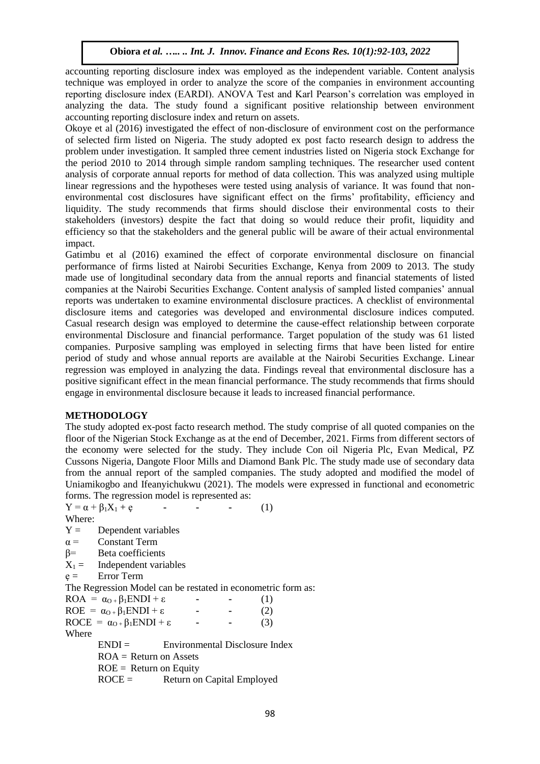accounting reporting disclosure index was employed as the independent variable. Content analysis technique was employed in order to analyze the score of the companies in environment accounting reporting disclosure index (EARDI). ANOVA Test and Karl Pearson's correlation was employed in analyzing the data. The study found a significant positive relationship between environment accounting reporting disclosure index and return on assets.

Okoye et al (2016) investigated the effect of non-disclosure of environment cost on the performance of selected firm listed on Nigeria. The study adopted ex post facto research design to address the problem under investigation. It sampled three cement industries listed on Nigeria stock Exchange for the period 2010 to 2014 through simple random sampling techniques. The researcher used content analysis of corporate annual reports for method of data collection. This was analyzed using multiple linear regressions and the hypotheses were tested using analysis of variance. It was found that non-environmental cost disclosures have significant effect on the firms' profitability, efficiency and liquidity. The study recommends that firms should disclose their environmental costs to their stakeholders (investors) despite the fact that doing so would reduce their profit, liquidity and efficiency so that the stakeholders and the general public will be aware of their actual environmental impact.

Gatimbu et al (2016) examined the effect of corporate environmental disclosure on financial performance of firms listed at Nairobi Securities Exchange, Kenya from 2009 to 2013. The study made use of longitudinal secondary data from the annual reports and financial statements of listed companies at the Nairobi Securities Exchange. Content analysis of sampled listed companies' annual reports was undertaken to examine environmental disclosure practices. A checklist of environmental disclosure items and categories was developed and environmental disclosure indices computed. Casual research design was employed to determine the cause-effect relationship between corporate environmental Disclosure and financial performance. Target population of the study was 61 listed companies. Purposive sampling was employed in selecting firms that have been listed for entire period of study and whose annual reports are available at the Nairobi Securities Exchange. Linear regression was employed in analyzing the data. Findings reveal that environmental disclosure has a positive significant effect in the mean financial performance. The study recommends that firms should engage in environmental disclosure because it leads to increased financial performance.

## METHODOLOGY

The study adopted ex-post facto research method. The study comprise of all quoted companies on the floor of the Nigerian Stock Exchange as at the end of December, 2021. Firms from different sectors of the economy were selected for the study. They include Con oil Nigeria Plc, Evan Medical, PZ Cussons Nigeria, Dangote Floor Mills and Diamond Bank Plc. The study made use of secondary data from the annual report of the sampled companies. The study adopted and modified the model of Uniamikogbo and Ifeanyichukwu (2021). The models were expressed in functional and econometric forms. The regression model is represented as:

$$Y = \alpha + \beta_1 X_1 + ẹ \qquad - \quad - \quad - \quad (1)$$

Where:

$Y =$ Dependent variables

$\alpha =$ Constant Term

$\beta =$ Beta coefficients

$X_1 =$ Independent variables

ẹ = Error Term

The Regression Model can be restated in econometric form as:

$$ROA = \alpha_O + \beta_1 ENDI + \varepsilon \qquad - \quad - \quad (1)$$

$$ROE = \alpha_O + \beta_1 ENDI + \varepsilon \qquad - \quad - \quad (2)$$

$$ROCE = \alpha_O + \beta_1 ENDI + \varepsilon \qquad - \quad - \quad (3)$$

Where

ENDI = Environmental Disclosure Index

ROA = Return on Assets

ROE = Return on Equity

ROCE = Return on Capital Employed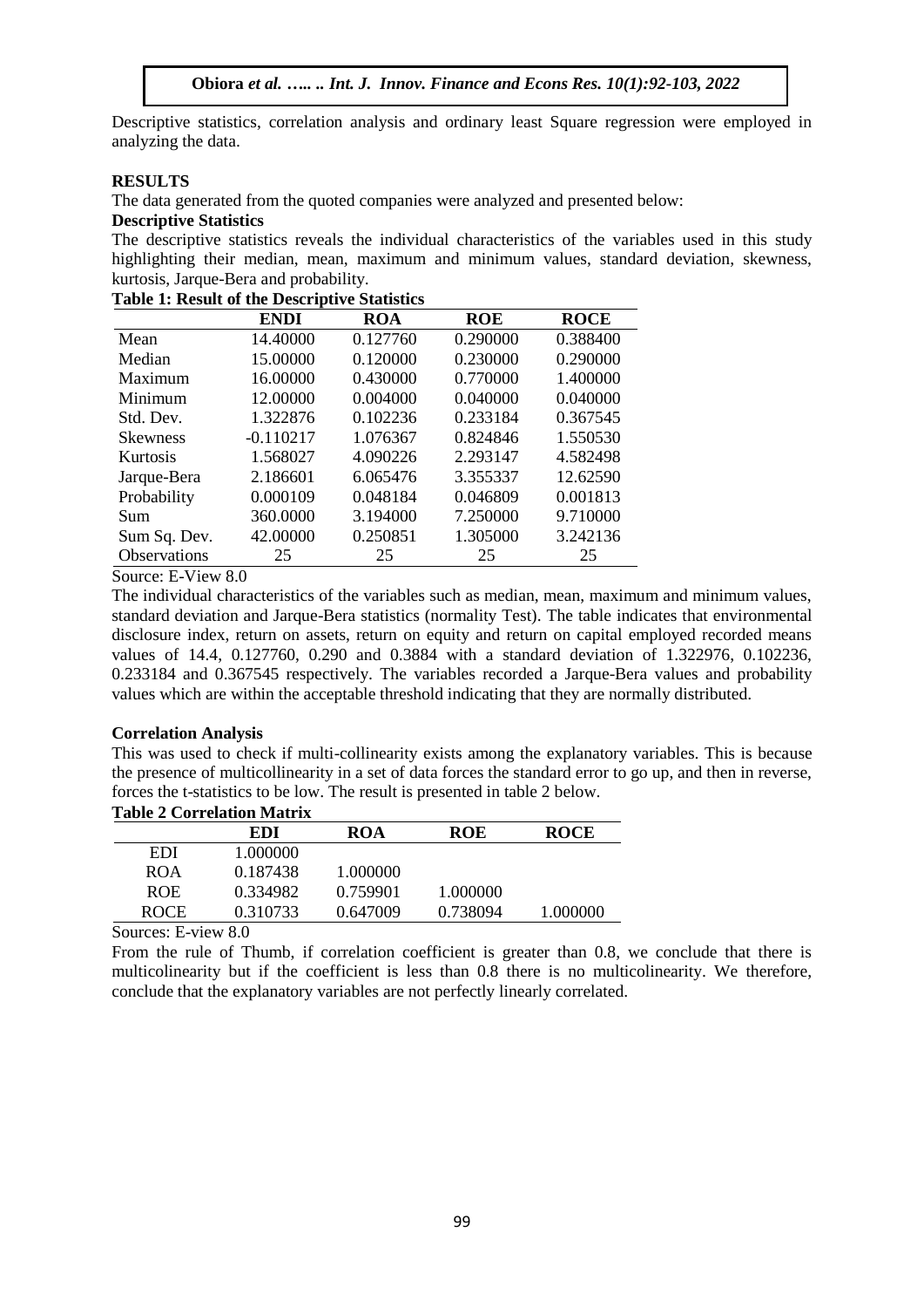Descriptive statistics, correlation analysis and ordinary least Square regression were employed in analyzing the data.

## RESULTS

The data generated from the quoted companies were analyzed and presented below:

### Descriptive Statistics

The descriptive statistics reveals the individual characteristics of the variables used in this study highlighting their median, mean, maximum and minimum values, standard deviation, skewness, kurtosis, Jarque-Bera and probability.

**Table 1: Result of the Descriptive Statistics**

| | ENDI | ROA | ROE | ROCE |
|---|---|---|---|---|
| Mean | 14.40000 | 0.127760 | 0.290000 | 0.388400 |
| Median | 15.00000 | 0.120000 | 0.230000 | 0.290000 |
| Maximum | 16.00000 | 0.430000 | 0.770000 | 1.400000 |
| Minimum | 12.00000 | 0.004000 | 0.040000 | 0.040000 |
| Std. Dev. | 1.322876 | 0.102236 | 0.233184 | 0.367545 |
| Skewness | -0.110217 | 1.076367 | 0.824846 | 1.550530 |
| Kurtosis | 1.568027 | 4.090226 | 2.293147 | 4.582498 |
| Jarque-Bera | 2.186601 | 6.065476 | 3.355337 | 12.62590 |
| Probability | 0.000109 | 0.048184 | 0.046809 | 0.001813 |
| Sum | 360.0000 | 3.194000 | 7.250000 | 9.710000 |
| Sum Sq. Dev. | 42.00000 | 0.250851 | 1.305000 | 3.242136 |
| Observations | 25 | 25 | 25 | 25 |

Source: E-View 8.0

The individual characteristics of the variables such as median, mean, maximum and minimum values, standard deviation and Jarque-Bera statistics (normality Test). The table indicates that environmental disclosure index, return on assets, return on equity and return on capital employed recorded means values of 14.4, 0.127760, 0.290 and 0.3884 with a standard deviation of 1.322976, 0.102236, 0.233184 and 0.367545 respectively. The variables recorded a Jarque-Bera values and probability values which are within the acceptable threshold indicating that they are normally distributed.

### Correlation Analysis

This was used to check if multi-collinearity exists among the explanatory variables. This is because the presence of multicollinearity in a set of data forces the standard error to go up, and then in reverse, forces the t-statistics to be low. The result is presented in table 2 below.

**Table 2 Correlation Matrix**

| | EDI | ROA | ROE | ROCE |
|---|---|---|---|---|
| EDI | 1.000000 | | | |
| ROA | 0.187438 | 1.000000 | | |
| ROE | 0.334982 | 0.759901 | 1.000000 | |
| ROCE | 0.310733 | 0.647009 | 0.738094 | 1.000000 |

Sources: E-view 8.0

From the rule of Thumb, if correlation coefficient is greater than 0.8, we conclude that there is multicolinearity but if the coefficient is less than 0.8 there is no multicolinearity. We therefore, conclude that the explanatory variables are not perfectly linearly correlated.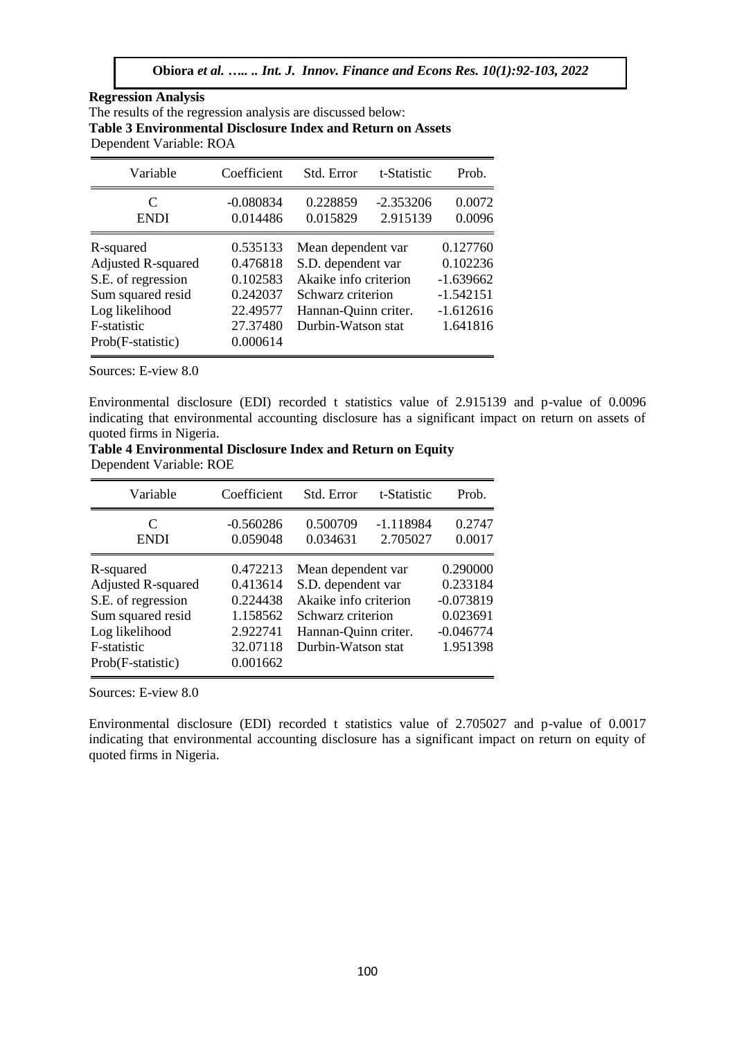**Regression Analysis**

The results of the regression analysis are discussed below:

**Table 3 Environmental Disclosure Index and Return on Assets**

Dependent Variable: ROA

| Variable | Coefficient | Std. Error | t-Statistic | Prob. |
|---|---|---|---|---|
| C | -0.080834 | 0.228859 | -2.353206 | 0.0072 |
| ENDI | 0.014486 | 0.015829 | 2.915139 | 0.0096 |
| R-squared | 0.535133 | Mean dependent var | | 0.127760 |
| Adjusted R-squared | 0.476818 | S.D. dependent var | | 0.102236 |
| S.E. of regression | 0.102583 | Akaike info criterion | | -1.639662 |
| Sum squared resid | 0.242037 | Schwarz criterion | | -1.542151 |
| Log likelihood | 22.49577 | Hannan-Quinn criter. | | -1.612616 |
| F-statistic | 27.37480 | Durbin-Watson stat | | 1.641816 |
| Prob(F-statistic) | 0.000614 | | | |

Sources: E-view 8.0

Environmental disclosure (EDI) recorded t statistics value of 2.915139 and p-value of 0.0096 indicating that environmental accounting disclosure has a significant impact on return on assets of quoted firms in Nigeria.

**Table 4 Environmental Disclosure Index and Return on Equity**

Dependent Variable: ROE

| Variable | Coefficient | Std. Error | t-Statistic | Prob. |
|---|---|---|---|---|
| C | -0.560286 | 0.500709 | -1.118984 | 0.2747 |
| ENDI | 0.059048 | 0.034631 | 2.705027 | 0.0017 |
| R-squared | 0.472213 | Mean dependent var | | 0.290000 |
| Adjusted R-squared | 0.413614 | S.D. dependent var | | 0.233184 |
| S.E. of regression | 0.224438 | Akaike info criterion | | -0.073819 |
| Sum squared resid | 1.158562 | Schwarz criterion | | 0.023691 |
| Log likelihood | 2.922741 | Hannan-Quinn criter. | | -0.046774 |
| F-statistic | 32.07118 | Durbin-Watson stat | | 1.951398 |
| Prob(F-statistic) | 0.001662 | | | |

Sources: E-view 8.0

Environmental disclosure (EDI) recorded t statistics value of 2.705027 and p-value of 0.0017 indicating that environmental accounting disclosure has a significant impact on return on equity of quoted firms in Nigeria.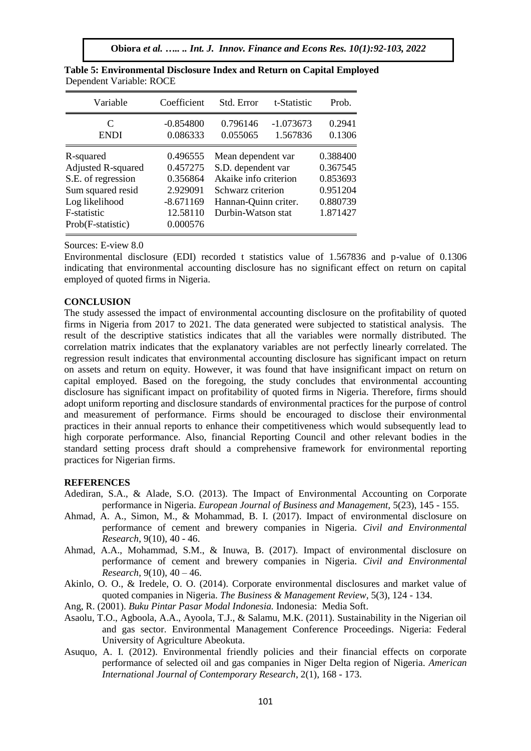**Table 5: Environmental Disclosure Index and Return on Capital Employed**

Dependent Variable: ROCE

| Variable | Coefficient | Std. Error | t-Statistic | Prob. |
|---|---|---|---|---|
| C | -0.854800 | 0.796146 | -1.073673 | 0.2941 |
| ENDI | 0.086333 | 0.055065 | 1.567836 | 0.1306 |
| R-squared | 0.496555 | Mean dependent var | | 0.388400 |
| Adjusted R-squared | 0.457275 | S.D. dependent var | | 0.367545 |
| S.E. of regression | 0.356864 | Akaike info criterion | | 0.853693 |
| Sum squared resid | 2.929091 | Schwarz criterion | | 0.951204 |
| Log likelihood | -8.671169 | Hannan-Quinn criter. | | 0.880739 |
| F-statistic | 12.58110 | Durbin-Watson stat | | 1.871427 |
| Prob(F-statistic) | 0.000576 | | | |

Sources: E-view 8.0

Environmental disclosure (EDI) recorded t statistics value of 1.567836 and p-value of 0.1306 indicating that environmental accounting disclosure has no significant effect on return on capital employed of quoted firms in Nigeria.

## CONCLUSION

The study assessed the impact of environmental accounting disclosure on the profitability of quoted firms in Nigeria from 2017 to 2021. The data generated were subjected to statistical analysis. The result of the descriptive statistics indicates that all the variables were normally distributed. The correlation matrix indicates that the explanatory variables are not perfectly linearly correlated. The regression result indicates that environmental accounting disclosure has significant impact on return on assets and return on equity. However, it was found that have insignificant impact on return on capital employed. Based on the foregoing, the study concludes that environmental accounting disclosure has significant impact on profitability of quoted firms in Nigeria. Therefore, firms should adopt uniform reporting and disclosure standards of environmental practices for the purpose of control and measurement of performance. Firms should be encouraged to disclose their environmental practices in their annual reports to enhance their competitiveness which would subsequently lead to high corporate performance. Also, financial Reporting Council and other relevant bodies in the standard setting process draft should a comprehensive framework for environmental reporting practices for Nigerian firms.

## REFERENCES

Adediran, S.A., & Alade, S.O. (2013). The Impact of Environmental Accounting on Corporate performance in Nigeria. *European Journal of Business and Management,* 5(23), 145 - 155.

Ahmad, A. A., Simon, M., & Mohammad, B. I. (2017). Impact of environmental disclosure on performance of cement and brewery companies in Nigeria. *Civil and Environmental Research,* 9(10), 40 - 46.

Ahmad, A.A., Mohammad, S.M., & Inuwa, B. (2017). Impact of environmental disclosure on performance of cement and brewery companies in Nigeria. *Civil and Environmental Research*, 9(10), 40 – 46.

Akinlo, O. O., & Iredele, O. O. (2014). Corporate environmental disclosures and market value of quoted companies in Nigeria. *The Business & Management Review,* 5(3), 124 - 134.

Ang, R. (2001). *Buku Pintar Pasar Modal Indonesia.* Indonesia: Media Soft.

Asaolu, T.O., Agboola, A.A., Ayoola, T.J., & Salamu, M.K. (2011). Sustainability in the Nigerian oil and gas sector. Environmental Management Conference Proceedings. Nigeria: Federal University of Agriculture Abeokuta.

Asuquo, A. I. (2012). Environmental friendly policies and their financial effects on corporate performance of selected oil and gas companies in Niger Delta region of Nigeria. *American International Journal of Contemporary Research*, 2(1), 168 - 173.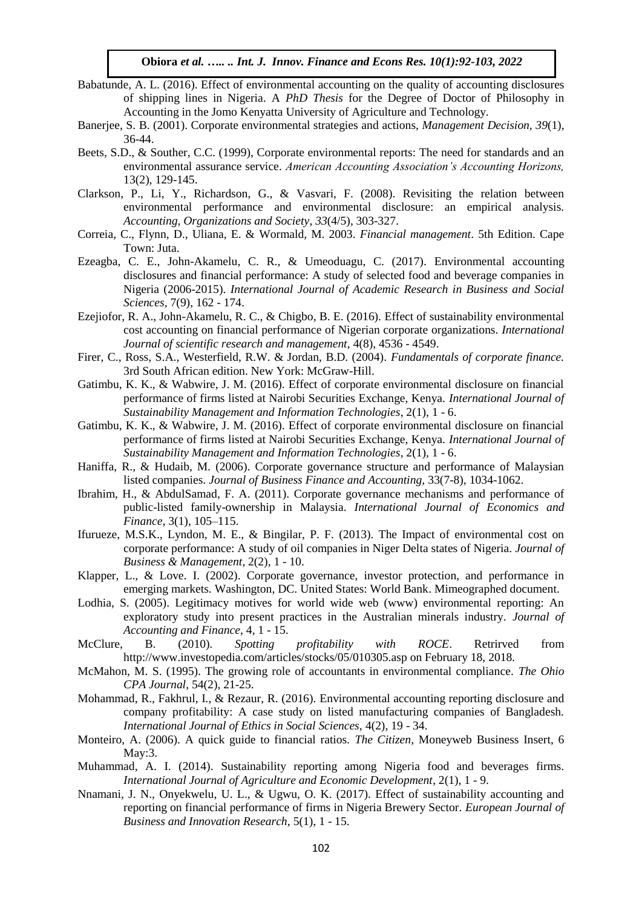Babatunde, A. L. (2016). Effect of environmental accounting on the quality of accounting disclosures of shipping lines in Nigeria. A *PhD Thesis* for the Degree of Doctor of Philosophy in Accounting in the Jomo Kenyatta University of Agriculture and Technology.

Banerjee, S. B. (2001). Corporate environmental strategies and actions, *Management Decision*, *39*(1), 36-44.

Beets, S.D., & Souther, C.C. (1999), Corporate environmental reports: The need for standards and an environmental assurance service. *American Accounting Association's Accounting Horizons,* 13(2), 129-145.

Clarkson, P., Li, Y., Richardson, G., & Vasvari, F. (2008). Revisiting the relation between environmental performance and environmental disclosure: an empirical analysis. *Accounting, Organizations and Society*, *33*(4/5), 303-327.

Correia, C., Flynn, D., Uliana, E. & Wormald, M. 2003. *Financial management*. 5th Edition. Cape Town: Juta.

Ezeagba, C. E., John-Akamelu, C. R., & Umeoduagu, C. (2017). Environmental accounting disclosures and financial performance: A study of selected food and beverage companies in Nigeria (2006-2015). *International Journal of Academic Research in Business and Social Sciences*, 7(9), 162 - 174.

Ezejiofor, R. A., John-Akamelu, R. C., & Chigbo, B. E. (2016). Effect of sustainability environmental cost accounting on financial performance of Nigerian corporate organizations. *International Journal of scientific research and management*, 4(8), 4536 - 4549.

Firer, C., Ross, S.A., Westerfield, R.W. & Jordan, B.D. (2004). *Fundamentals of corporate finance.* 3rd South African edition. New York: McGraw-Hill.

Gatimbu, K. K., & Wabwire, J. M. (2016). Effect of corporate environmental disclosure on financial performance of firms listed at Nairobi Securities Exchange, Kenya. *International Journal of Sustainability Management and Information Technologies*, 2(1), 1 - 6.

Gatimbu, K. K., & Wabwire, J. M. (2016). Effect of corporate environmental disclosure on financial performance of firms listed at Nairobi Securities Exchange, Kenya. *International Journal of Sustainability Management and Information Technologies*, 2(1), 1 - 6.

Haniffa, R., & Hudaib, M. (2006). Corporate governance structure and performance of Malaysian listed companies. *Journal of Business Finance and Accounting*, 33(7-8), 1034-1062.

Ibrahim, H., & AbdulSamad, F. A. (2011). Corporate governance mechanisms and performance of public-listed family-ownership in Malaysia. *International Journal of Economics and Finance*, 3(1), 105–115.

Ifurueze, M.S.K., Lyndon, M. E., & Bingilar, P. F. (2013). The Impact of environmental cost on corporate performance: A study of oil companies in Niger Delta states of Nigeria. *Journal of Business & Management*, 2(2), 1 - 10.

Klapper, L., & Love. I. (2002). Corporate governance, investor protection, and performance in emerging markets. Washington, DC. United States: World Bank. Mimeographed document.

Lodhia, S. (2005). Legitimacy motives for world wide web (www) environmental reporting: An exploratory study into present practices in the Australian minerals industry. *Journal of Accounting and Finance*, 4, 1 - 15.

McClure, B. (2010). *Spotting profitability with ROCE*. Retrirved from http://www.investopedia.com/articles/stocks/05/010305.asp on February 18, 2018.

McMahon, M. S. (1995). The growing role of accountants in environmental compliance. *The Ohio CPA Journal*, 54(2), 21-25.

Mohammad, R., Fakhrul, I., & Rezaur, R. (2016). Environmental accounting reporting disclosure and company profitability: A case study on listed manufacturing companies of Bangladesh. *International Journal of Ethics in Social Sciences*, 4(2), 19 - 34.

Monteiro, A. (2006). A quick guide to financial ratios. *The Citizen*, Moneyweb Business Insert, 6 May:3.

Muhammad, A. I. (2014). Sustainability reporting among Nigeria food and beverages firms. *International Journal of Agriculture and Economic Development*, 2(1), 1 - 9.

Nnamani, J. N., Onyekwelu, U. L., & Ugwu, O. K. (2017). Effect of sustainability accounting and reporting on financial performance of firms in Nigeria Brewery Sector. *European Journal of Business and Innovation Research*, 5(1), 1 - 15.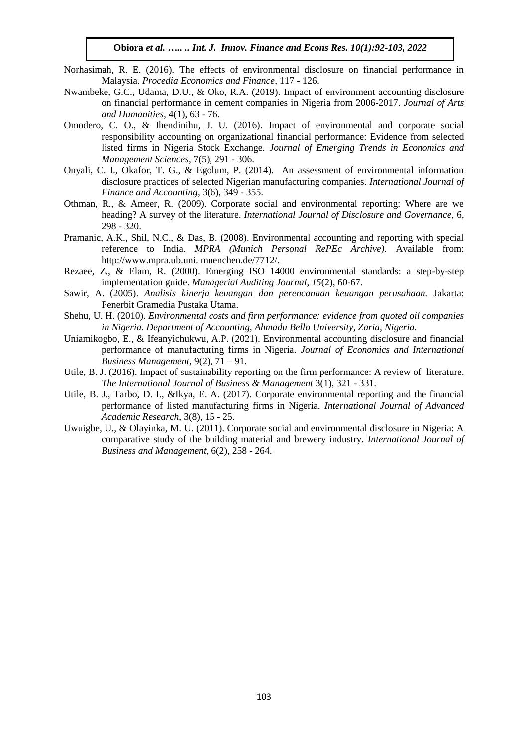Norhasimah, R. E. (2016). The effects of environmental disclosure on financial performance in Malaysia. *Procedia Economics and Finance*, 117 - 126.

Nwambeke, G.C., Udama, D.U., & Oko, R.A. (2019). Impact of environment accounting disclosure on financial performance in cement companies in Nigeria from 2006-2017. *Journal of Arts and Humanities*, 4(1), 63 - 76.

Omodero, C. O., & Ihendinihu, J. U. (2016). Impact of environmental and corporate social responsibility accounting on organizational financial performance: Evidence from selected listed firms in Nigeria Stock Exchange. *Journal of Emerging Trends in Economics and Management Sciences*, 7(5), 291 - 306.

Onyali, C. I., Okafor, T. G., & Egolum, P. (2014). An assessment of environmental information disclosure practices of selected Nigerian manufacturing companies. *International Journal of Finance and Accounting*, 3(6), 349 - 355.

Othman, R., & Ameer, R. (2009). Corporate social and environmental reporting: Where are we heading? A survey of the literature. *International Journal of Disclosure and Governance*, 6, 298 - 320.

Pramanic, A.K., Shil, N.C., & Das, B. (2008). Environmental accounting and reporting with special reference to India. *MPRA (Munich Personal RePEc Archive).* Available from: http://www.mpra.ub.uni. muenchen.de/7712/.

Rezaee, Z., & Elam, R. (2000). Emerging ISO 14000 environmental standards: a step-by-step implementation guide. *Managerial Auditing Journal*, *15*(2), 60-67.

Sawir, A. (2005). *Analisis kinerja keuangan dan perencanaan keuangan perusahaan.* Jakarta: Penerbit Gramedia Pustaka Utama.

Shehu, U. H. (2010). *Environmental costs and firm performance: evidence from quoted oil companies in Nigeria. Department of Accounting, Ahmadu Bello University, Zaria, Nigeria.*

Uniamikogbo, E., & Ifeanyichukwu, A.P. (2021). Environmental accounting disclosure and financial performance of manufacturing firms in Nigeria. *Journal of Economics and International Business Management*, 9(2), 71 – 91.

Utile, B. J. (2016). Impact of sustainability reporting on the firm performance: A review of literature. *The International Journal of Business & Management* 3(1), 321 - 331.

Utile, B. J., Tarbo, D. I., &Ikya, E. A. (2017). Corporate environmental reporting and the financial performance of listed manufacturing firms in Nigeria. *International Journal of Advanced Academic Research*, 3(8), 15 - 25.

Uwuigbe, U., & Olayinka, M. U. (2011). Corporate social and environmental disclosure in Nigeria: A comparative study of the building material and brewery industry. *International Journal of Business and Management*, 6(2), 258 - 264.